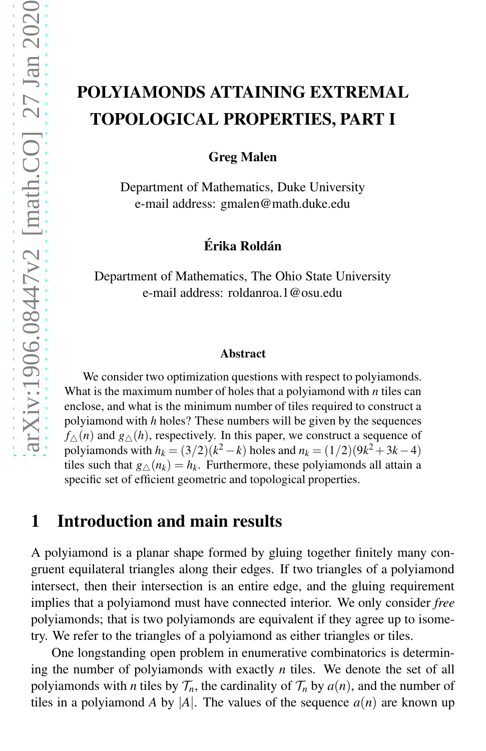# POLYIAMONDS ATTAINING EXTREMAL TOPOLOGICAL PROPERTIES, PART I

**Greg Malen**

Department of Mathematics, Duke University
e-mail address: gmalen@math.duke.edu

**Érika Roldán**

Department of Mathematics, The Ohio State University
e-mail address: roldanroa.1@osu.edu

### Abstract

We consider two optimization questions with respect to polyiamonds. What is the maximum number of holes that a polyiamond with $n$ tiles can enclose, and what is the minimum number of tiles required to construct a polyiamond with $h$ holes? These numbers will be given by the sequences $f_{\triangle}(n)$ and $g_{\triangle}(h)$, respectively. In this paper, we construct a sequence of polyiamonds with $h_k = (3/2)(k^2 - k)$ holes and $n_k = (1/2)(9k^2 + 3k - 4)$ tiles such that $g_{\triangle}(n_k) = h_k$. Furthermore, these polyiamonds all attain a specific set of efficient geometric and topological properties.

## 1 Introduction and main results

A polyiamond is a planar shape formed by gluing together finitely many congruent equilateral triangles along their edges. If two triangles of a polyiamond intersect, then their intersection is an entire edge, and the gluing requirement implies that a polyiamond must have connected interior. We only consider *free* polyiamonds; that is two polyiamonds are equivalent if they agree up to isometry. We refer to the triangles of a polyiamond as either triangles or tiles.

One longstanding open problem in enumerative combinatorics is determining the number of polyiamonds with exactly $n$ tiles. We denote the set of all polyiamonds with $n$ tiles by $\mathcal{T}_n$, the cardinality of $\mathcal{T}_n$ by $a(n)$, and the number of tiles in a polyiamond $A$ by $|A|$. The values of the sequence $a(n)$ are known up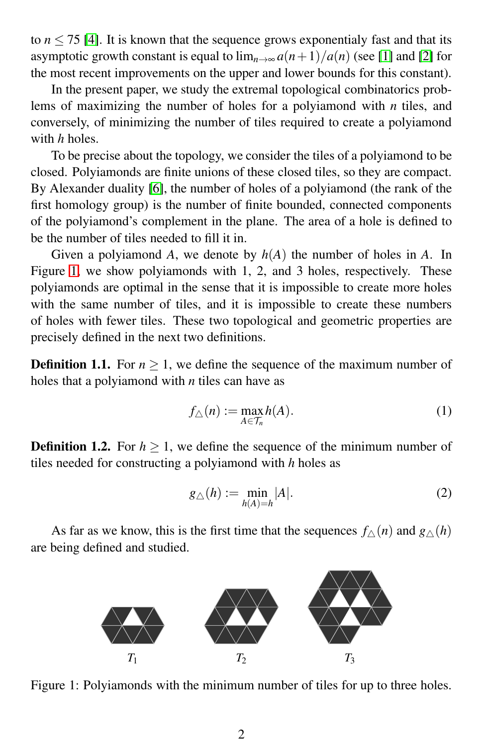to $n \leq 75$ [4]. It is known that the sequence grows exponentialy fast and that its asymptotic growth constant is equal to $\lim_{n\to\infty} a(n+1)/a(n)$ (see [1] and [2] for the most recent improvements on the upper and lower bounds for this constant).

In the present paper, we study the extremal topological combinatorics problems of maximizing the number of holes for a polyiamond with $n$ tiles, and conversely, of minimizing the number of tiles required to create a polyiamond with $h$ holes.

To be precise about the topology, we consider the tiles of a polyiamond to be closed. Polyiamonds are finite unions of these closed tiles, so they are compact. By Alexander duality [6], the number of holes of a polyiamond (the rank of the first homology group) is the number of finite bounded, connected components of the polyiamond's complement in the plane. The area of a hole is defined to be the number of tiles needed to fill it in.

Given a polyiamond $A$, we denote by $h(A)$ the number of holes in $A$. In Figure 1, we show polyiamonds with 1, 2, and 3 holes, respectively. These polyiamonds are optimal in the sense that it is impossible to create more holes with the same number of tiles, and it is impossible to create these numbers of holes with fewer tiles. These two topological and geometric properties are precisely defined in the next two definitions.

**Definition 1.1.** For $n \geq 1$, we define the sequence of the maximum number of holes that a polyiamond with $n$ tiles can have as

$$f_{\triangle}(n) := \max_{A \in \mathcal{T}_n} h(A). \tag{1}$$

**Definition 1.2.** For $h \geq 1$, we define the sequence of the minimum number of tiles needed for constructing a polyiamond with $h$ holes as

$$g_{\triangle}(h) := \min_{h(A)=h} |A|. \tag{2}$$

As far as we know, this is the first time that the sequences $f_{\triangle}(n)$ and $g_{\triangle}(h)$ are being defined and studied.

$T_1$ $T_2$ $T_3$

Figure 1: Polyiamonds with the minimum number of tiles for up to three holes.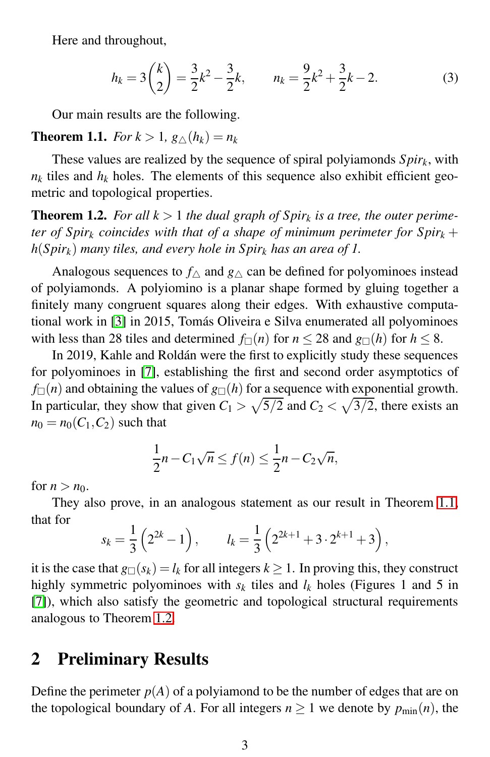Here and throughout,

$$h_k = 3\binom{k}{2} = \frac{3}{2}k^2 - \frac{3}{2}k, \qquad n_k = \frac{9}{2}k^2 + \frac{3}{2}k - 2. \tag{3}$$

Our main results are the following.

**Theorem 1.1.** *For $k > 1$, $g_\triangle(h_k) = n_k$*

These values are realized by the sequence of spiral polyiamonds $Spir_k$, with $n_k$ tiles and $h_k$ holes. The elements of this sequence also exhibit efficient geometric and topological properties.

**Theorem 1.2.** *For all $k > 1$ the dual graph of $Spir_k$ is a tree, the outer perimeter of $Spir_k$ coincides with that of a shape of minimum perimeter for $Spir_k + h(Spir_k)$ many tiles, and every hole in $Spir_k$ has an area of 1.*

Analogous sequences to $f_\triangle$ and $g_\triangle$ can be defined for polyominoes instead of polyiamonds. A polyiomino is a planar shape formed by gluing together a finitely many congruent squares along their edges. With exhaustive computational work in [3] in 2015, Tomás Oliveira e Silva enumerated all polyominoes with less than 28 tiles and determined $f_\square(n)$ for $n \leq 28$ and $g_\square(h)$ for $h \leq 8$.

In 2019, Kahle and Roldán were the first to explicitly study these sequences for polyominoes in [7], establishing the first and second order asymptotics of $f_\square(n)$ and obtaining the values of $g_\square(h)$ for a sequence with exponential growth. In particular, they show that given $C_1 > \sqrt{5/2}$ and $C_2 < \sqrt{3/2}$, there exists an $n_0 = n_0(C_1, C_2)$ such that

$$\frac{1}{2}n - C_1\sqrt{n} \leq f(n) \leq \frac{1}{2}n - C_2\sqrt{n},$$

for $n > n_0$.

They also prove, in an analogous statement as our result in Theorem 1.1, that for

$$s_k = \frac{1}{3}\left(2^{2k} - 1\right), \qquad l_k = \frac{1}{3}\left(2^{2k+1} + 3 \cdot 2^{k+1} + 3\right),$$

it is the case that $g_\square(s_k) = l_k$ for all integers $k \geq 1$. In proving this, they construct highly symmetric polyominoes with $s_k$ tiles and $l_k$ holes (Figures 1 and 5 in [7]), which also satisfy the geometric and topological structural requirements analogous to Theorem 1.2.

## 2 Preliminary Results

Define the perimeter $p(A)$ of a polyiamond to be the number of edges that are on the topological boundary of $A$. For all integers $n \geq 1$ we denote by $p_{\min}(n)$, the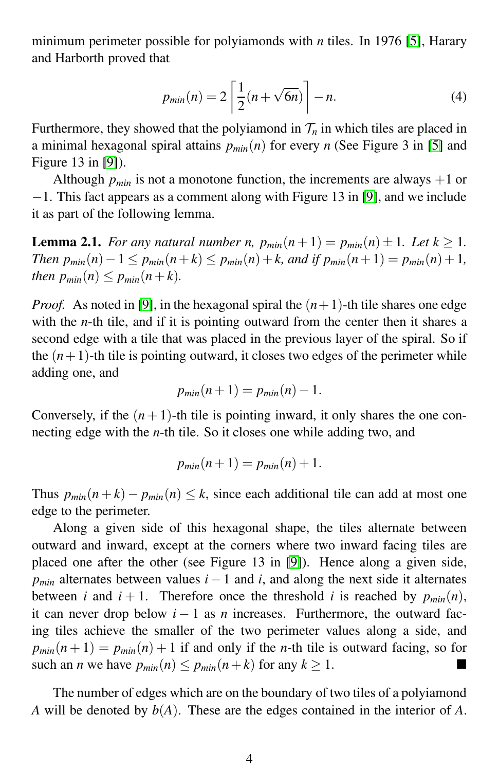minimum perimeter possible for polyiamonds with $n$ tiles. In 1976 [5], Harary and Harborth proved that

$$p_{min}(n) = 2\left\lceil \frac{1}{2}(n+\sqrt{6n}) \right\rceil - n. \tag{4}$$

Furthermore, they showed that the polyiamond in $\mathcal{T}_n$ in which tiles are placed in a minimal hexagonal spiral attains $p_{min}(n)$ for every $n$ (See Figure 3 in [5] and Figure 13 in [9]).

Although $p_{min}$ is not a monotone function, the increments are always $+1$ or $-1$. This fact appears as a comment along with Figure 13 in [9], and we include it as part of the following lemma.

**Lemma 2.1.** *For any natural number $n$, $p_{min}(n+1) = p_{min}(n) \pm 1$. Let $k \geq 1$. Then $p_{min}(n) - 1 \leq p_{min}(n+k) \leq p_{min}(n) + k$, and if $p_{min}(n+1) = p_{min}(n) + 1$, then $p_{min}(n) \leq p_{min}(n+k)$.*

*Proof.* As noted in [9], in the hexagonal spiral the $(n+1)$-th tile shares one edge with the $n$-th tile, and if it is pointing outward from the center then it shares a second edge with a tile that was placed in the previous layer of the spiral. So if the $(n+1)$-th tile is pointing outward, it closes two edges of the perimeter while adding one, and

$$p_{min}(n+1) = p_{min}(n) - 1.$$

Conversely, if the $(n+1)$-th tile is pointing inward, it only shares the one connecting edge with the $n$-th tile. So it closes one while adding two, and

$$p_{min}(n+1) = p_{min}(n) + 1.$$

Thus $p_{min}(n+k) - p_{min}(n) \leq k$, since each additional tile can add at most one edge to the perimeter.

Along a given side of this hexagonal shape, the tiles alternate between outward and inward, except at the corners where two inward facing tiles are placed one after the other (see Figure 13 in [9]). Hence along a given side, $p_{min}$ alternates between values $i-1$ and $i$, and along the next side it alternates between $i$ and $i+1$. Therefore once the threshold $i$ is reached by $p_{min}(n)$, it can never drop below $i-1$ as $n$ increases. Furthermore, the outward facing tiles achieve the smaller of the two perimeter values along a side, and $p_{min}(n+1) = p_{min}(n) + 1$ if and only if the $n$-th tile is outward facing, so for such an $n$ we have $p_{min}(n) \leq p_{min}(n+k)$ for any $k \geq 1$. ∎

The number of edges which are on the boundary of two tiles of a polyiamond $A$ will be denoted by $b(A)$. These are the edges contained in the interior of $A$.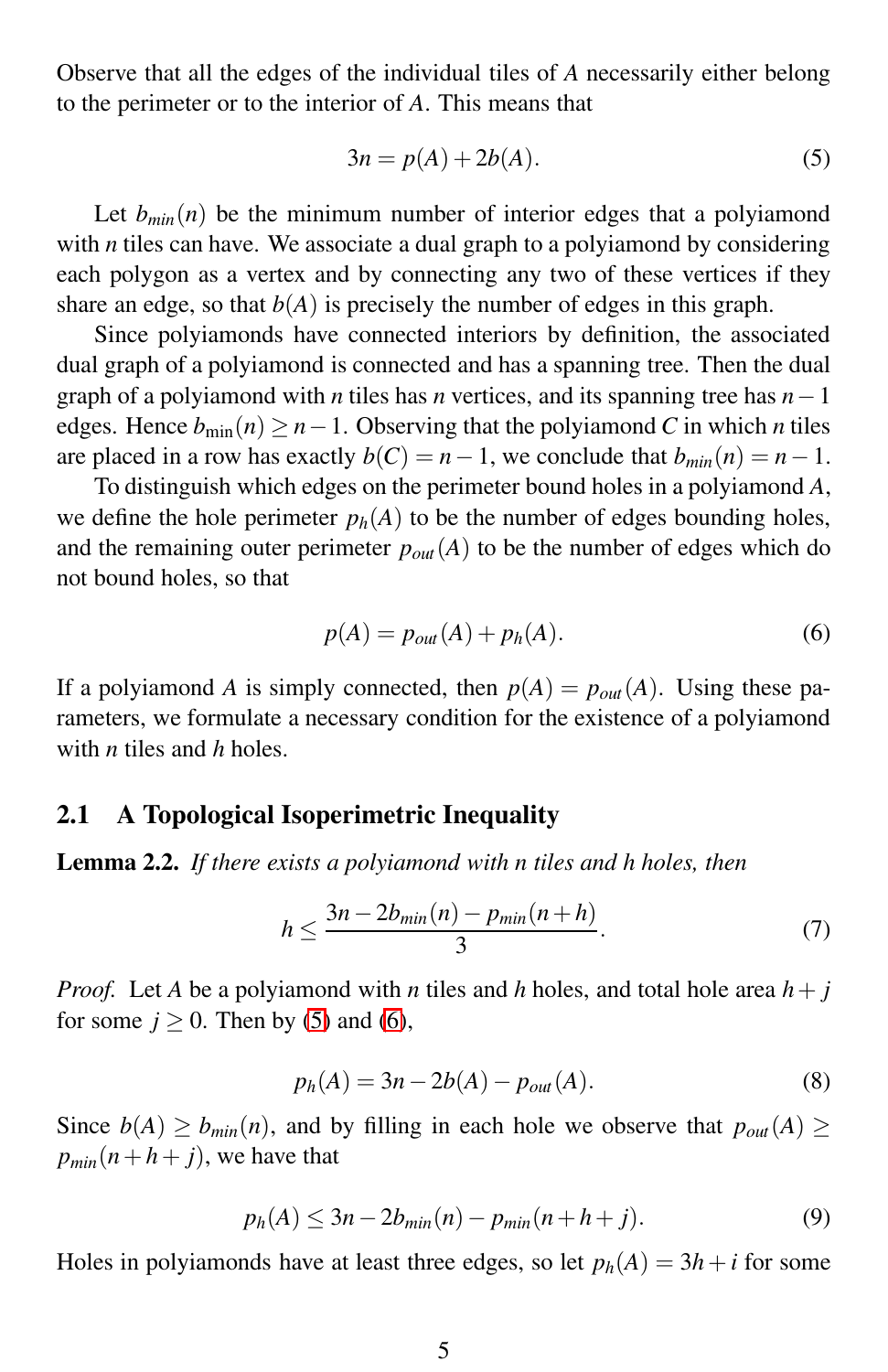Observe that all the edges of the individual tiles of $A$ necessarily either belong to the perimeter or to the interior of $A$. This means that

$$3n = p(A) + 2b(A). \tag{5}$$

Let $b_{min}(n)$ be the minimum number of interior edges that a polyiamond with $n$ tiles can have. We associate a dual graph to a polyiamond by considering each polygon as a vertex and by connecting any two of these vertices if they share an edge, so that $b(A)$ is precisely the number of edges in this graph.

Since polyiamonds have connected interiors by definition, the associated dual graph of a polyiamond is connected and has a spanning tree. Then the dual graph of a polyiamond with $n$ tiles has $n$ vertices, and its spanning tree has $n-1$ edges. Hence $b_{\min}(n) \geq n-1$. Observing that the polyiamond $C$ in which $n$ tiles are placed in a row has exactly $b(C) = n-1$, we conclude that $b_{min}(n) = n-1$.

To distinguish which edges on the perimeter bound holes in a polyiamond $A$, we define the hole perimeter $p_h(A)$ to be the number of edges bounding holes, and the remaining outer perimeter $p_{out}(A)$ to be the number of edges which do not bound holes, so that

$$p(A) = p_{out}(A) + p_h(A). \tag{6}$$

If a polyiamond $A$ is simply connected, then $p(A) = p_{out}(A)$. Using these parameters, we formulate a necessary condition for the existence of a polyiamond with $n$ tiles and $h$ holes.

## 2.1 A Topological Isoperimetric Inequality

**Lemma 2.2.** *If there exists a polyiamond with n tiles and h holes, then*

$$h \leq \frac{3n - 2b_{min}(n) - p_{min}(n+h)}{3}. \tag{7}$$

*Proof.* Let $A$ be a polyiamond with $n$ tiles and $h$ holes, and total hole area $h+j$ for some $j \geq 0$. Then by (5) and (6),

$$p_h(A) = 3n - 2b(A) - p_{out}(A). \tag{8}$$

Since $b(A) \geq b_{min}(n)$, and by filling in each hole we observe that $p_{out}(A) \geq p_{min}(n+h+j)$, we have that

$$p_h(A) \leq 3n - 2b_{min}(n) - p_{min}(n+h+j). \tag{9}$$

Holes in polyiamonds have at least three edges, so let $p_h(A) = 3h + i$ for some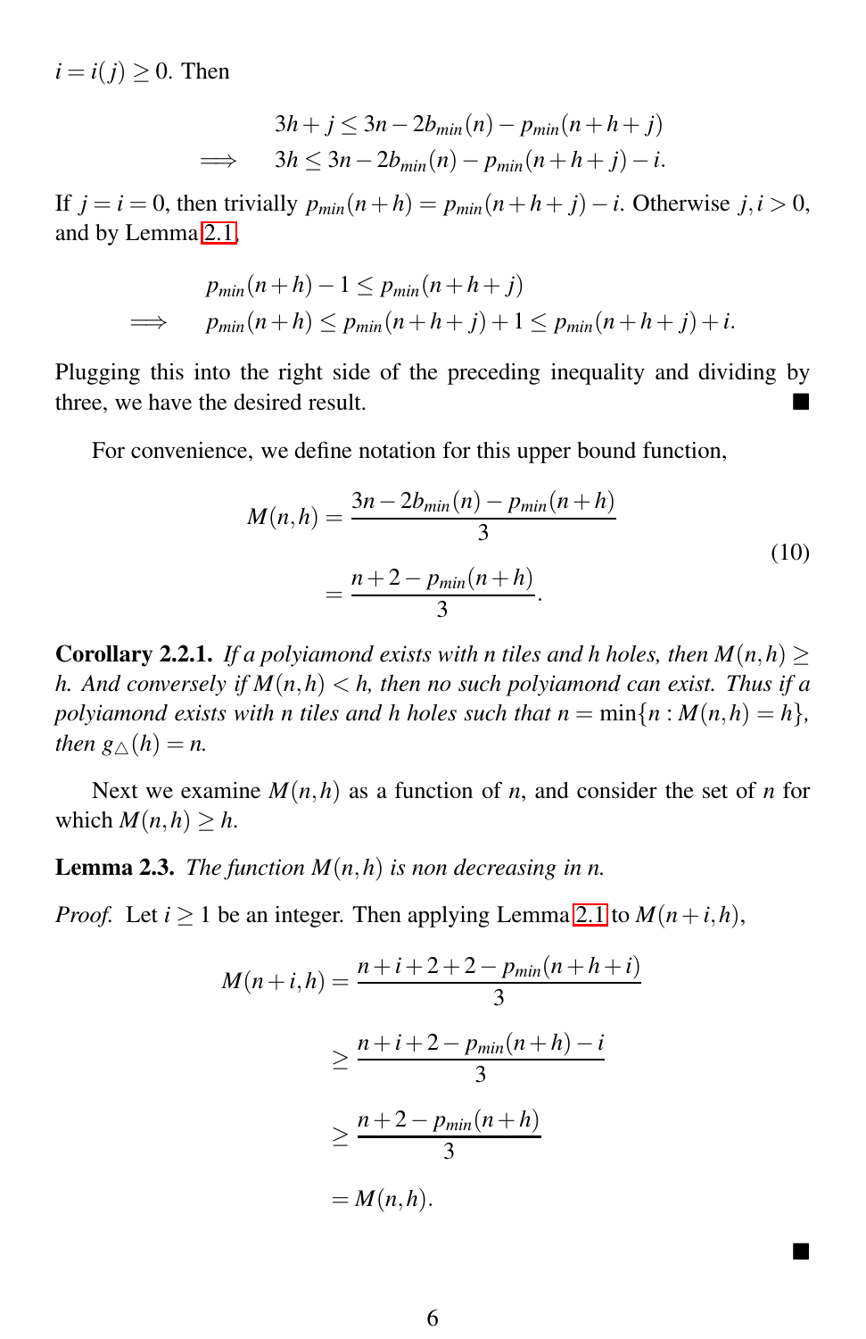$i = i(j) \geq 0$. Then

$$
\begin{aligned}
& 3h + j \leq 3n - 2b_{min}(n) - p_{min}(n+h+j) \\
\implies \quad & 3h \leq 3n - 2b_{min}(n) - p_{min}(n+h+j) - i.
\end{aligned}
$$

If $j = i = 0$, then trivially $p_{min}(n+h) = p_{min}(n+h+j) - i$. Otherwise $j, i > 0$, and by Lemma 2.1,

$$
\begin{aligned}
& p_{min}(n+h) - 1 \leq p_{min}(n+h+j) \\
\implies \quad & p_{min}(n+h) \leq p_{min}(n+h+j) + 1 \leq p_{min}(n+h+j) + i.
\end{aligned}
$$

Plugging this into the right side of the preceding inequality and dividing by three, we have the desired result. ■

For convenience, we define notation for this upper bound function,

$$
\begin{aligned}
M(n,h) &= \frac{3n - 2b_{min}(n) - p_{min}(n+h)}{3} \\
&= \frac{n + 2 - p_{min}(n+h)}{3}.
\end{aligned}
\tag{10}
$$

**Corollary 2.2.1.** *If a polyiamond exists with n tiles and h holes, then $M(n,h) \geq h$. And conversely if $M(n,h) < h$, then no such polyiamond can exist. Thus if a polyiamond exists with n tiles and h holes such that $n = \min\{n : M(n,h) = h\}$, then $g_{\triangle}(h) = n$.*

Next we examine $M(n,h)$ as a function of $n$, and consider the set of $n$ for which $M(n,h) \geq h$.

**Lemma 2.3.** *The function $M(n,h)$ is non decreasing in n.*

*Proof.* Let $i \geq 1$ be an integer. Then applying Lemma 2.1 to $M(n+i,h)$,

$$
\begin{aligned}
M(n+i,h) &= \frac{n+i+2+2-p_{min}(n+h+i)}{3} \\
&\geq \frac{n+i+2-p_{min}(n+h)-i}{3} \\
&\geq \frac{n+2-p_{min}(n+h)}{3} \\
&= M(n,h).
\end{aligned}
$$

■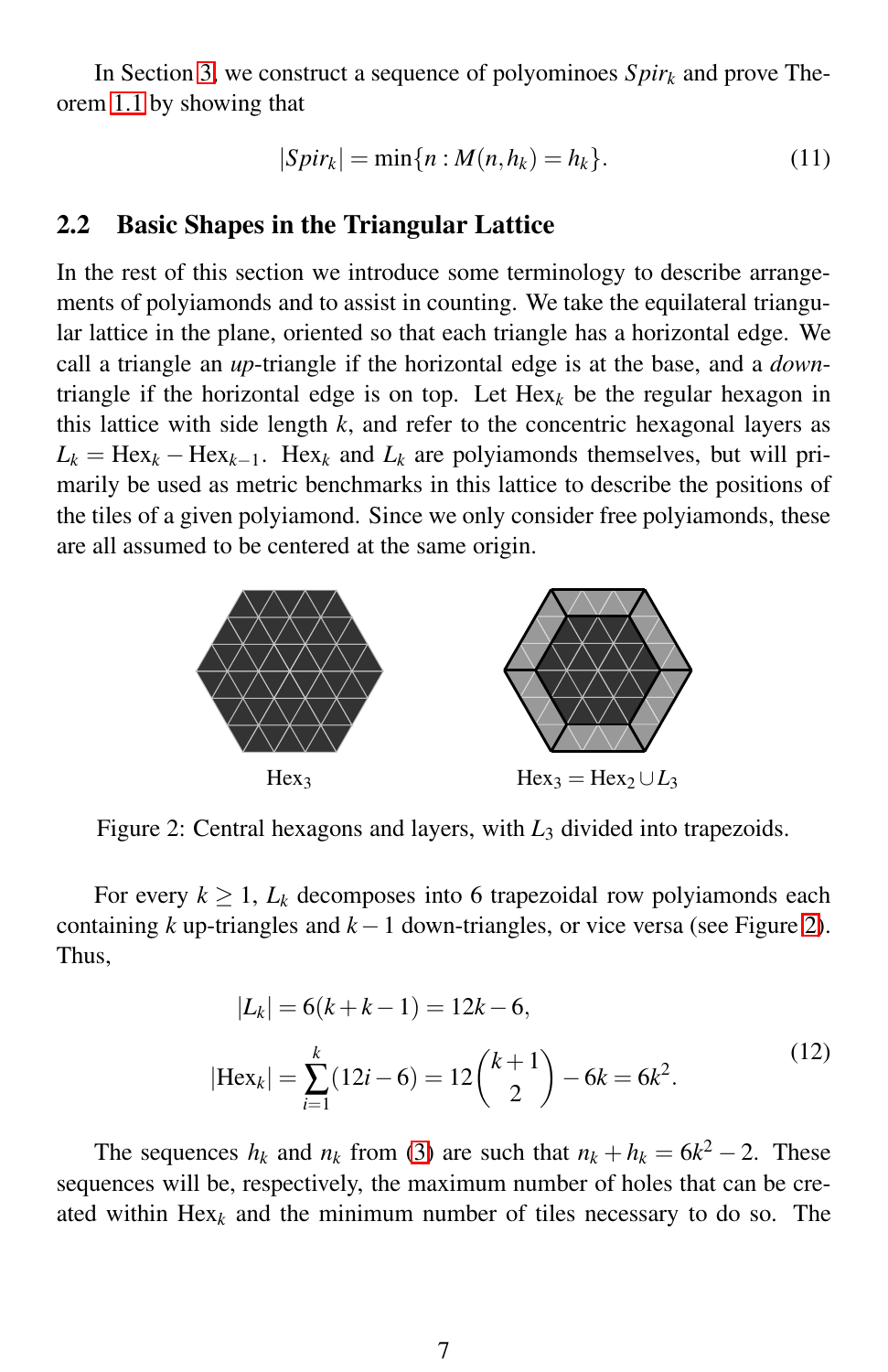In Section 3, we construct a sequence of polyominoes $Spir_k$ and prove Theorem 1.1 by showing that

$$|Spir_k| = \min\{n : M(n, h_k) = h_k\}. \tag{11}$$

## 2.2 Basic Shapes in the Triangular Lattice

In the rest of this section we introduce some terminology to describe arrangements of polyiamonds and to assist in counting. We take the equilateral triangular lattice in the plane, oriented so that each triangle has a horizontal edge. We call a triangle an *up*-triangle if the horizontal edge is at the base, and a *down*-triangle if the horizontal edge is on top. Let $\mathrm{Hex}_k$ be the regular hexagon in this lattice with side length $k$, and refer to the concentric hexagonal layers as $L_k = \mathrm{Hex}_k - \mathrm{Hex}_{k-1}$. $\mathrm{Hex}_k$ and $L_k$ are polyiamonds themselves, but will primarily be used as metric benchmarks in this lattice to describe the positions of the tiles of a given polyiamond. Since we only consider free polyiamonds, these are all assumed to be centered at the same origin.

$\mathrm{Hex}_3$ $\qquad\qquad$ $\mathrm{Hex}_3 = \mathrm{Hex}_2 \cup L_3$

Figure 2: Central hexagons and layers, with $L_3$ divided into trapezoids.

For every $k \geq 1$, $L_k$ decomposes into 6 trapezoidal row polyiamonds each containing $k$ up-triangles and $k-1$ down-triangles, or vice versa (see Figure 2). Thus,

$$\begin{aligned} |L_k| &= 6(k + k - 1) = 12k - 6, \\ |\mathrm{Hex}_k| &= \sum_{i=1}^{k} (12i - 6) = 12\binom{k+1}{2} - 6k = 6k^2. \end{aligned} \tag{12}$$

The sequences $h_k$ and $n_k$ from (3) are such that $n_k + h_k = 6k^2 - 2$. These sequences will be, respectively, the maximum number of holes that can be created within $\mathrm{Hex}_k$ and the minimum number of tiles necessary to do so. The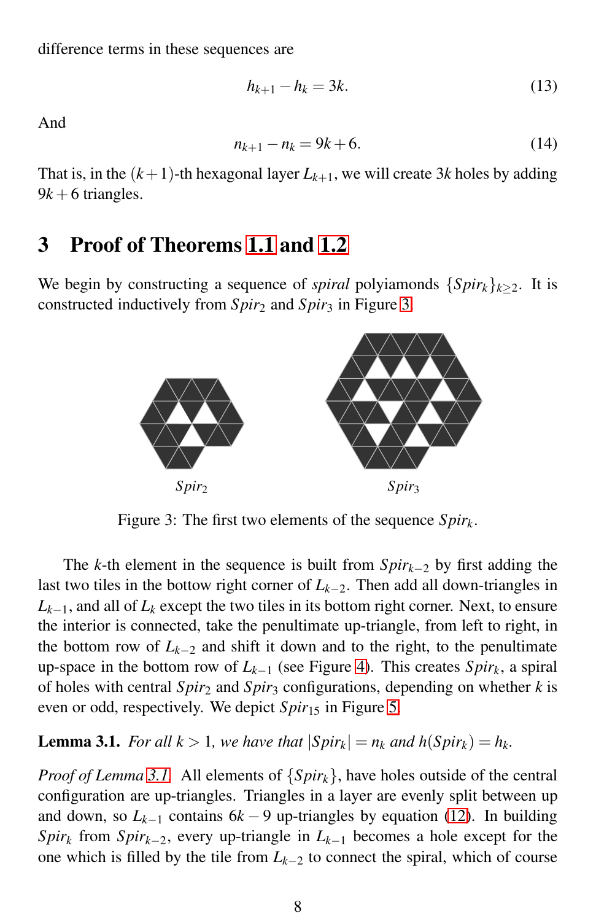difference terms in these sequences are

$$h_{k+1} - h_k = 3k. \tag{13}$$

And

$$n_{k+1} - n_k = 9k + 6. \tag{14}$$

That is, in the $(k+1)$-th hexagonal layer $L_{k+1}$, we will create $3k$ holes by adding $9k+6$ triangles.

## 3 Proof of Theorems 1.1 and 1.2

We begin by constructing a sequence of *spiral* polyiamonds $\{Spir_k\}_{k \geq 2}$. It is constructed inductively from $Spir_2$ and $Spir_3$ in Figure 3.

$Spir_2$ $Spir_3$

Figure 3: The first two elements of the sequence $Spir_k$.

The $k$-th element in the sequence is built from $Spir_{k-2}$ by first adding the last two tiles in the bottow right corner of $L_{k-2}$. Then add all down-triangles in $L_{k-1}$, and all of $L_k$ except the two tiles in its bottom right corner. Next, to ensure the interior is connected, take the penultimate up-triangle, from left to right, in the bottom row of $L_{k-2}$ and shift it down and to the right, to the penultimate up-space in the bottom row of $L_{k-1}$ (see Figure 4). This creates $Spir_k$, a spiral of holes with central $Spir_2$ and $Spir_3$ configurations, depending on whether $k$ is even or odd, respectively. We depict $Spir_{15}$ in Figure 5.

**Lemma 3.1.** *For all $k > 1$, we have that $|Spir_k| = n_k$ and $h(Spir_k) = h_k$.*

*Proof of Lemma 3.1.* All elements of $\{Spir_k\}$, have holes outside of the central configuration are up-triangles. Triangles in a layer are evenly split between up and down, so $L_{k-1}$ contains $6k-9$ up-triangles by equation (12). In building $Spir_k$ from $Spir_{k-2}$, every up-triangle in $L_{k-1}$ becomes a hole except for the one which is filled by the tile from $L_{k-2}$ to connect the spiral, which of course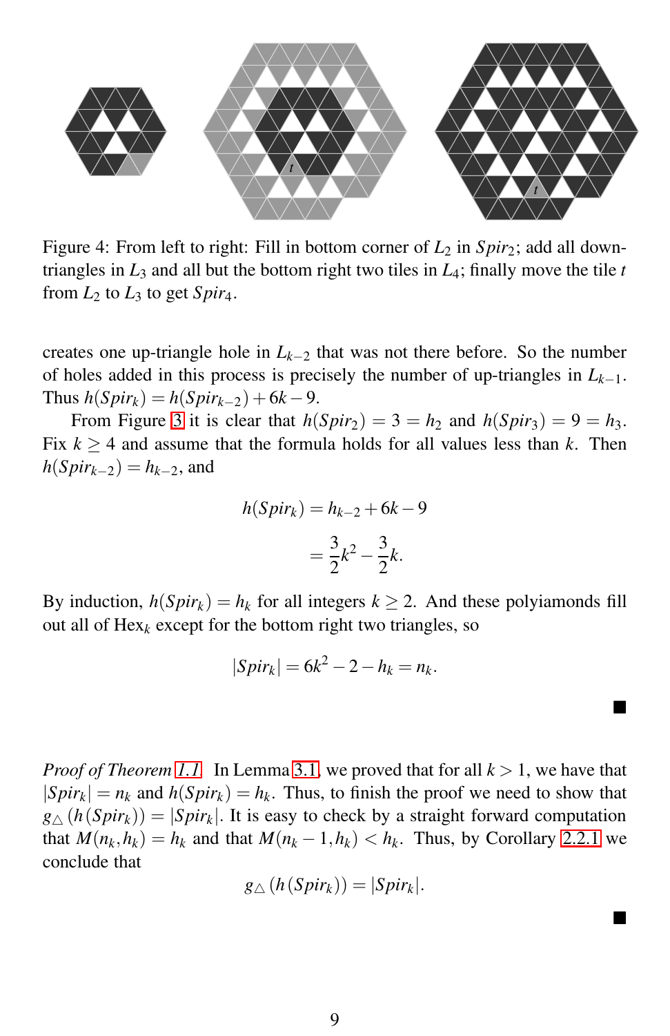Figure 4: From left to right: Fill in bottom corner of $L_2$ in $Spir_2$; add all down-triangles in $L_3$ and all but the bottom right two tiles in $L_4$; finally move the tile $t$ from $L_2$ to $L_3$ to get $Spir_4$.

creates one up-triangle hole in $L_{k-2}$ that was not there before. So the number of holes added in this process is precisely the number of up-triangles in $L_{k-1}$. Thus $h(Spir_k) = h(Spir_{k-2}) + 6k - 9$.

From Figure 3 it is clear that $h(Spir_2) = 3 = h_2$ and $h(Spir_3) = 9 = h_3$. Fix $k \geq 4$ and assume that the formula holds for all values less than $k$. Then $h(Spir_{k-2}) = h_{k-2}$, and

$$h(Spir_k) = h_{k-2} + 6k - 9$$
$$= \frac{3}{2}k^2 - \frac{3}{2}k.$$

By induction, $h(Spir_k) = h_k$ for all integers $k \geq 2$. And these polyiamonds fill out all of $\text{Hex}_k$ except for the bottom right two triangles, so

$$|Spir_k| = 6k^2 - 2 - h_k = n_k.$$

■

*Proof of Theorem 1.1.* In Lemma 3.1, we proved that for all $k > 1$, we have that $|Spir_k| = n_k$ and $h(Spir_k) = h_k$. Thus, to finish the proof we need to show that $g_\triangle(h(Spir_k)) = |Spir_k|$. It is easy to check by a straight forward computation that $M(n_k, h_k) = h_k$ and that $M(n_k - 1, h_k) < h_k$. Thus, by Corollary 2.2.1 we conclude that

$$g_\triangle(h(Spir_k)) = |Spir_k|.$$

■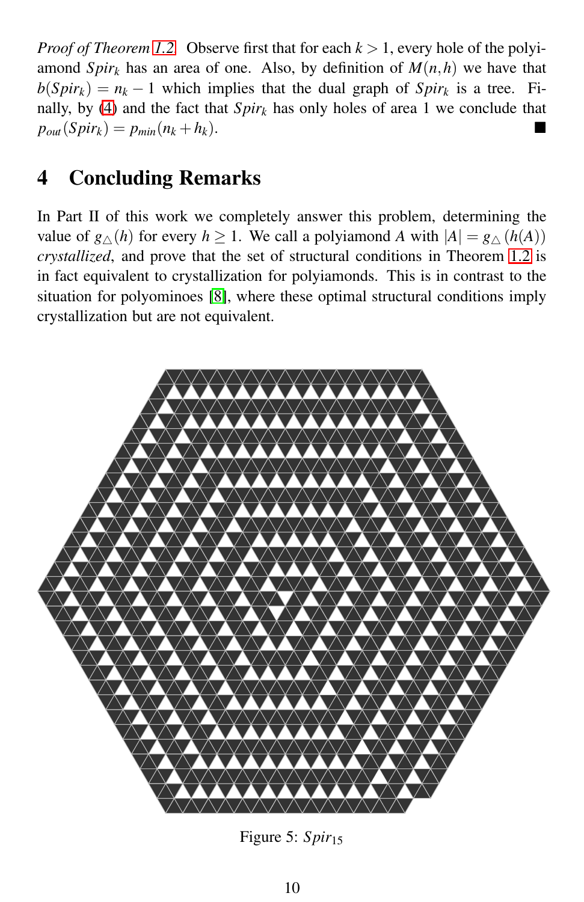*Proof of Theorem 1.2.* Observe first that for each $k > 1$, every hole of the polyiamond $Spir_k$ has an area of one. Also, by definition of $M(n,h)$ we have that $b(Spir_k) = n_k - 1$ which implies that the dual graph of $Spir_k$ is a tree. Finally, by (4) and the fact that $Spir_k$ has only holes of area 1 we conclude that $p_{out}(Spir_k) = p_{min}(n_k + h_k)$. ■

## 4 Concluding Remarks

In Part II of this work we completely answer this problem, determining the value of $g_{\triangle}(h)$ for every $h \geq 1$. We call a polyiamond $A$ with $|A| = g_{\triangle}(h(A))$ *crystallized*, and prove that the set of structural conditions in Theorem 1.2 is in fact equivalent to crystallization for polyiamonds. This is in contrast to the situation for polyominoes [8], where these optimal structural conditions imply crystallization but are not equivalent.

Figure 5: $Spir_{15}$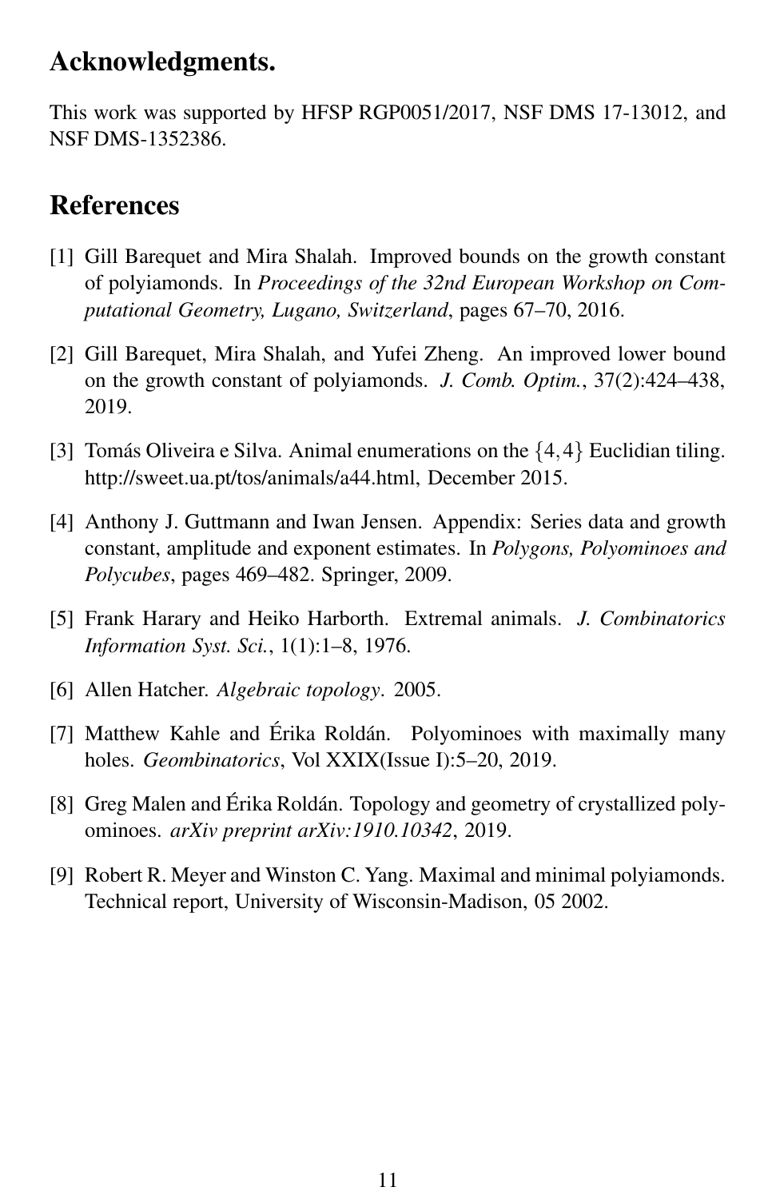## Acknowledgments.

This work was supported by HFSP RGP0051/2017, NSF DMS 17-13012, and NSF DMS-1352386.

## References

[1] Gill Barequet and Mira Shalah. Improved bounds on the growth constant of polyiamonds. In *Proceedings of the 32nd European Workshop on Computational Geometry, Lugano, Switzerland*, pages 67–70, 2016.

[2] Gill Barequet, Mira Shalah, and Yufei Zheng. An improved lower bound on the growth constant of polyiamonds. *J. Comb. Optim.*, 37(2):424–438, 2019.

[3] Tomás Oliveira e Silva. Animal enumerations on the $\{4,4\}$ Euclidian tiling. http://sweet.ua.pt/tos/animals/a44.html, December 2015.

[4] Anthony J. Guttmann and Iwan Jensen. Appendix: Series data and growth constant, amplitude and exponent estimates. In *Polygons, Polyominoes and Polycubes*, pages 469–482. Springer, 2009.

[5] Frank Harary and Heiko Harborth. Extremal animals. *J. Combinatorics Information Syst. Sci.*, 1(1):1–8, 1976.

[6] Allen Hatcher. *Algebraic topology*. 2005.

[7] Matthew Kahle and Érika Roldán. Polyominoes with maximally many holes. *Geombinatorics*, Vol XXIX(Issue I):5–20, 2019.

[8] Greg Malen and Érika Roldán. Topology and geometry of crystallized polyominoes. *arXiv preprint arXiv:1910.10342*, 2019.

[9] Robert R. Meyer and Winston C. Yang. Maximal and minimal polyiamonds. Technical report, University of Wisconsin-Madison, 05 2002.